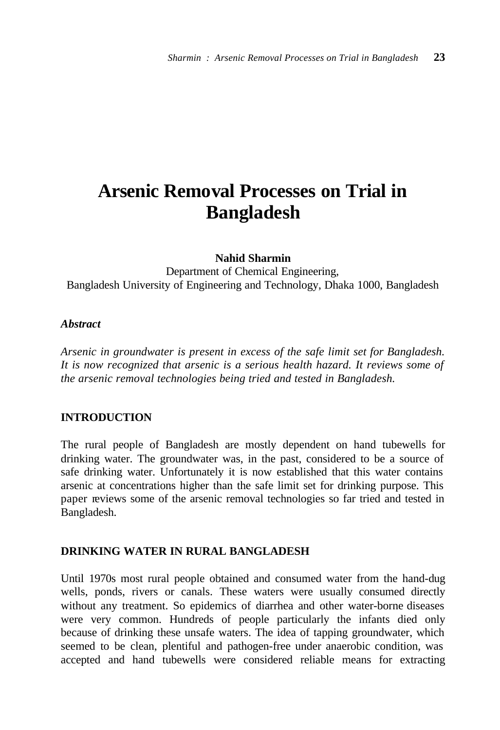# Arsenic Removal Processes on Trial in Bangladesh

**Nahid Sharmin**

Department of Chemical Engineering,
Bangladesh University of Engineering and Technology, Dhaka 1000, Bangladesh

***Abstract***

*Arsenic in groundwater is present in excess of the safe limit set for Bangladesh. It is now recognized that arsenic is a serious health hazard. It reviews some of the arsenic removal technologies being tried and tested in Bangladesh.*

## INTRODUCTION

The rural people of Bangladesh are mostly dependent on hand tubewells for drinking water. The groundwater was, in the past, considered to be a source of safe drinking water. Unfortunately it is now established that this water contains arsenic at concentrations higher than the safe limit set for drinking purpose. This paper reviews some of the arsenic removal technologies so far tried and tested in Bangladesh.

## DRINKING WATER IN RURAL BANGLADESH

Until 1970s most rural people obtained and consumed water from the hand-dug wells, ponds, rivers or canals. These waters were usually consumed directly without any treatment. So epidemics of diarrhea and other water-borne diseases were very common. Hundreds of people particularly the infants died only because of drinking these unsafe waters. The idea of tapping groundwater, which seemed to be clean, plentiful and pathogen-free under anaerobic condition, was accepted and hand tubewells were considered reliable means for extracting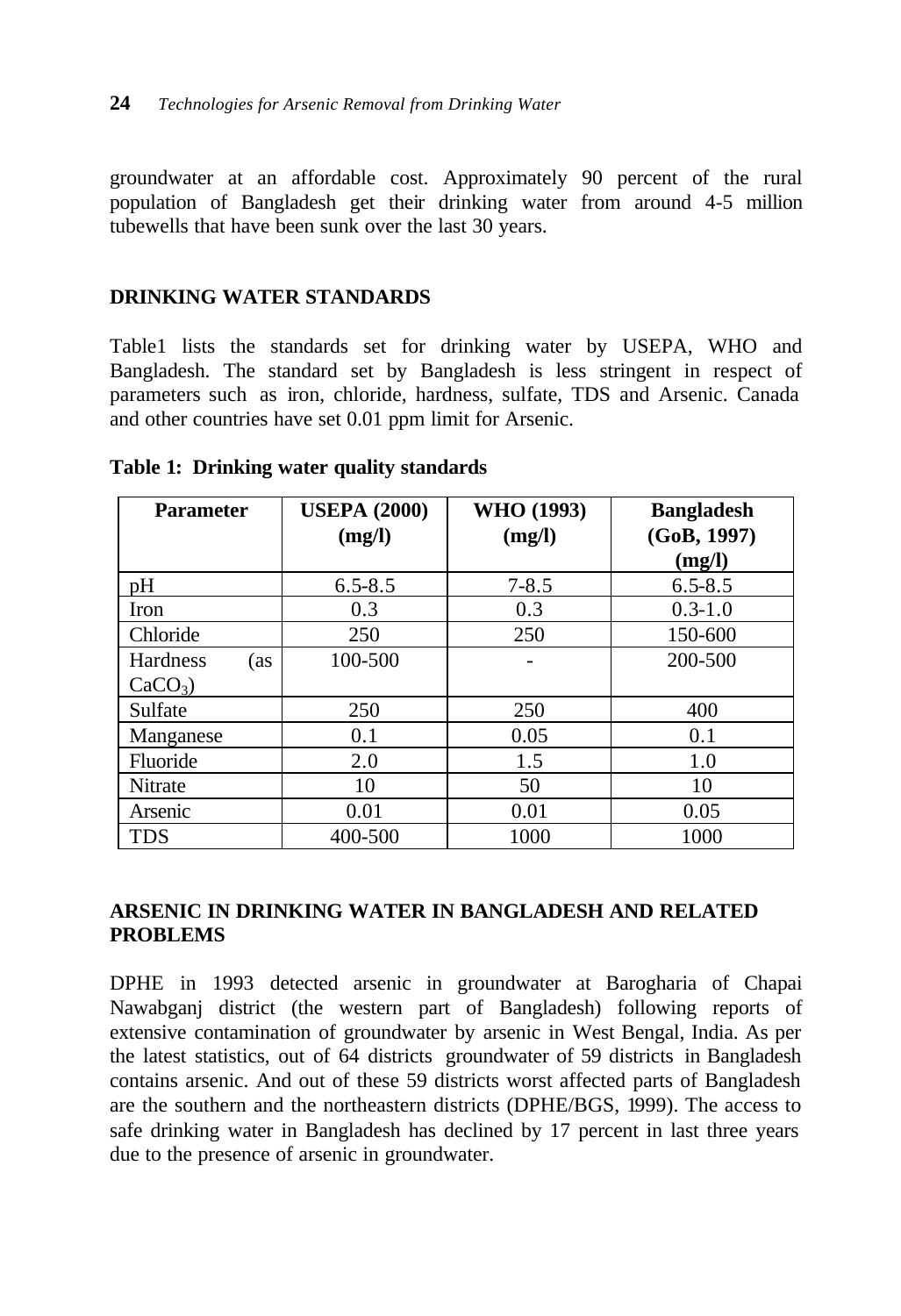groundwater at an affordable cost. Approximately 90 percent of the rural population of Bangladesh get their drinking water from around 4-5 million tubewells that have been sunk over the last 30 years.

## DRINKING WATER STANDARDS

Table1 lists the standards set for drinking water by USEPA, WHO and Bangladesh. The standard set by Bangladesh is less stringent in respect of parameters such as iron, chloride, hardness, sulfate, TDS and Arsenic. Canada and other countries have set 0.01 ppm limit for Arsenic.

**Table 1: Drinking water quality standards**

| Parameter | USEPA (2000) (mg/l) | WHO (1993) (mg/l) | Bangladesh (GoB, 1997) (mg/l) |
|---|---|---|---|
| pH | 6.5-8.5 | 7-8.5 | 6.5-8.5 |
| Iron | 0.3 | 0.3 | 0.3-1.0 |
| Chloride | 250 | 250 | 150-600 |
| Hardness (as $CaCO_3$) | 100-500 | - | 200-500 |
| Sulfate | 250 | 250 | 400 |
| Manganese | 0.1 | 0.05 | 0.1 |
| Fluoride | 2.0 | 1.5 | 1.0 |
| Nitrate | 10 | 50 | 10 |
| Arsenic | 0.01 | 0.01 | 0.05 |
| TDS | 400-500 | 1000 | 1000 |

## ARSENIC IN DRINKING WATER IN BANGLADESH AND RELATED PROBLEMS

DPHE in 1993 detected arsenic in groundwater at Barogharia of Chapai Nawabganj district (the western part of Bangladesh) following reports of extensive contamination of groundwater by arsenic in West Bengal, India. As per the latest statistics, out of 64 districts groundwater of 59 districts in Bangladesh contains arsenic. And out of these 59 districts worst affected parts of Bangladesh are the southern and the northeastern districts (DPHE/BGS, 1999). The access to safe drinking water in Bangladesh has declined by 17 percent in last three years due to the presence of arsenic in groundwater.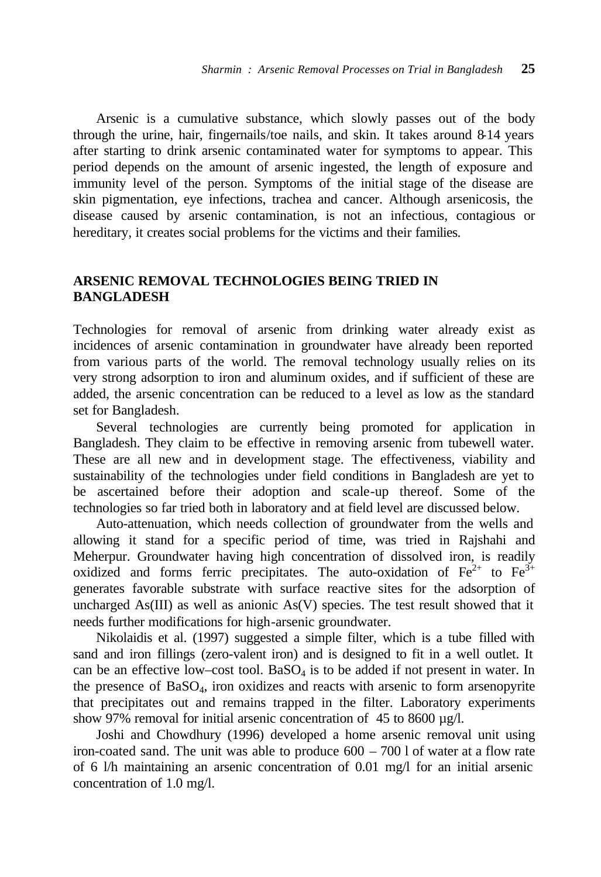Arsenic is a cumulative substance, which slowly passes out of the body through the urine, hair, fingernails/toe nails, and skin. It takes around 8-14 years after starting to drink arsenic contaminated water for symptoms to appear. This period depends on the amount of arsenic ingested, the length of exposure and immunity level of the person. Symptoms of the initial stage of the disease are skin pigmentation, eye infections, trachea and cancer. Although arsenicosis, the disease caused by arsenic contamination, is not an infectious, contagious or hereditary, it creates social problems for the victims and their families.

## ARSENIC REMOVAL TECHNOLOGIES BEING TRIED IN BANGLADESH

Technologies for removal of arsenic from drinking water already exist as incidences of arsenic contamination in groundwater have already been reported from various parts of the world. The removal technology usually relies on its very strong adsorption to iron and aluminum oxides, and if sufficient of these are added, the arsenic concentration can be reduced to a level as low as the standard set for Bangladesh.

Several technologies are currently being promoted for application in Bangladesh. They claim to be effective in removing arsenic from tubewell water. These are all new and in development stage. The effectiveness, viability and sustainability of the technologies under field conditions in Bangladesh are yet to be ascertained before their adoption and scale-up thereof. Some of the technologies so far tried both in laboratory and at field level are discussed below.

Auto-attenuation, which needs collection of groundwater from the wells and allowing it stand for a specific period of time, was tried in Rajshahi and Meherpur. Groundwater having high concentration of dissolved iron, is readily oxidized and forms ferric precipitates. The auto-oxidation of $Fe^{2+}$ to $Fe^{3+}$ generates favorable substrate with surface reactive sites for the adsorption of uncharged As(III) as well as anionic As(V) species. The test result showed that it needs further modifications for high-arsenic groundwater.

Nikolaidis et al. (1997) suggested a simple filter, which is a tube filled with sand and iron fillings (zero-valent iron) and is designed to fit in a well outlet. It can be an effective low–cost tool. $BaSO_4$ is to be added if not present in water. In the presence of $BaSO_4$, iron oxidizes and reacts with arsenic to form arsenopyrite that precipitates out and remains trapped in the filter. Laboratory experiments show 97% removal for initial arsenic concentration of 45 to 8600 µg/l.

Joshi and Chowdhury (1996) developed a home arsenic removal unit using iron-coated sand. The unit was able to produce 600 – 700 l of water at a flow rate of 6 l/h maintaining an arsenic concentration of 0.01 mg/l for an initial arsenic concentration of 1.0 mg/l.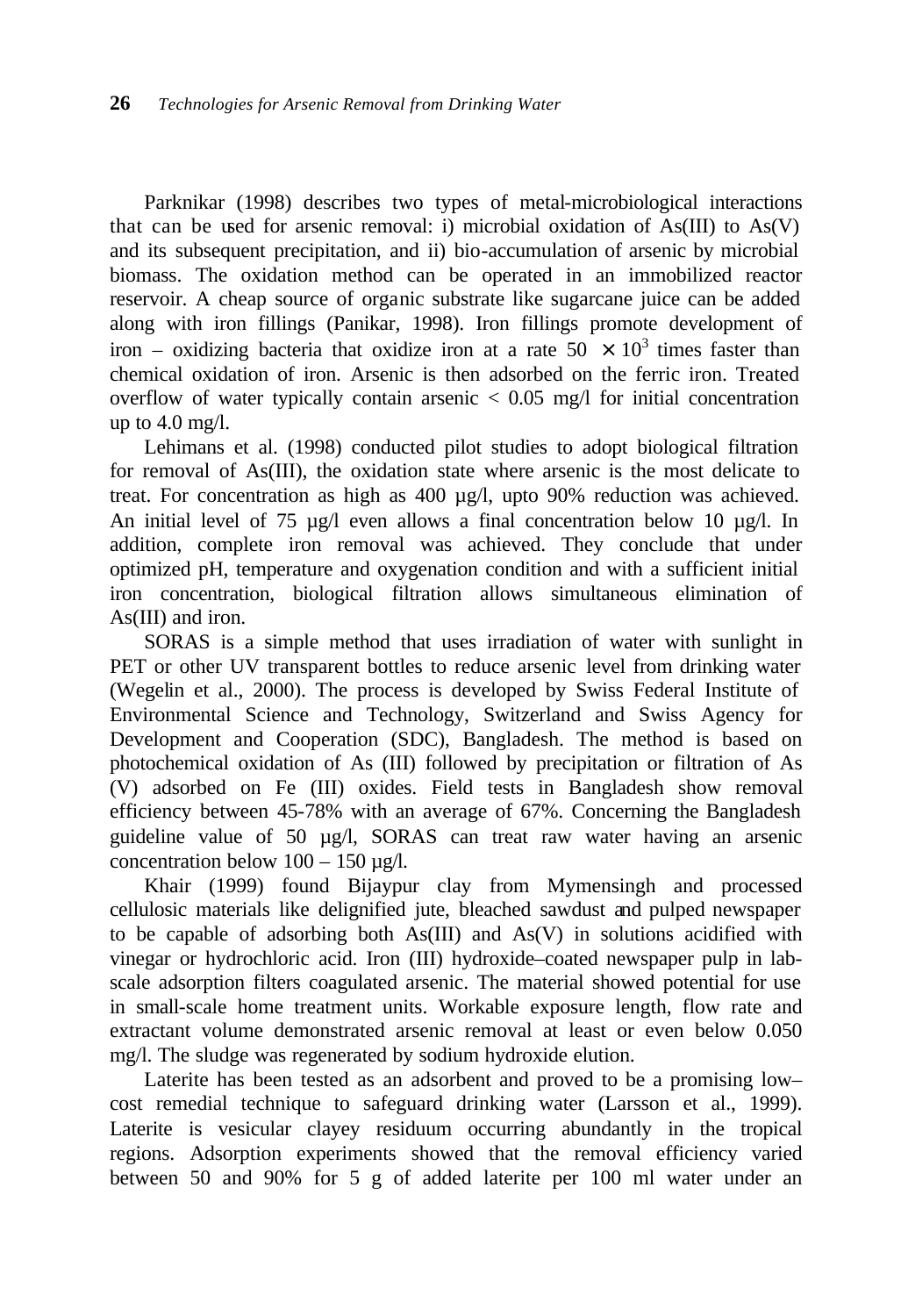Parknikar (1998) describes two types of metal-microbiological interactions that can be used for arsenic removal: i) microbial oxidation of As(III) to As(V) and its subsequent precipitation, and ii) bio-accumulation of arsenic by microbial biomass. The oxidation method can be operated in an immobilized reactor reservoir. A cheap source of organic substrate like sugarcane juice can be added along with iron fillings (Panikar, 1998). Iron fillings promote development of iron – oxidizing bacteria that oxidize iron at a rate $50 \times 10^3$ times faster than chemical oxidation of iron. Arsenic is then adsorbed on the ferric iron. Treated overflow of water typically contain arsenic < 0.05 mg/l for initial concentration up to 4.0 mg/l.

Lehimans et al. (1998) conducted pilot studies to adopt biological filtration for removal of As(III), the oxidation state where arsenic is the most delicate to treat. For concentration as high as 400 µg/l, upto 90% reduction was achieved. An initial level of 75 µg/l even allows a final concentration below 10 µg/l. In addition, complete iron removal was achieved. They conclude that under optimized pH, temperature and oxygenation condition and with a sufficient initial iron concentration, biological filtration allows simultaneous elimination of As(III) and iron.

SORAS is a simple method that uses irradiation of water with sunlight in PET or other UV transparent bottles to reduce arsenic level from drinking water (Wegelin et al., 2000). The process is developed by Swiss Federal Institute of Environmental Science and Technology, Switzerland and Swiss Agency for Development and Cooperation (SDC), Bangladesh. The method is based on photochemical oxidation of As (III) followed by precipitation or filtration of As (V) adsorbed on Fe (III) oxides. Field tests in Bangladesh show removal efficiency between 45-78% with an average of 67%. Concerning the Bangladesh guideline value of 50 µg/l, SORAS can treat raw water having an arsenic concentration below 100 – 150 µg/l.

Khair (1999) found Bijaypur clay from Mymensingh and processed cellulosic materials like delignified jute, bleached sawdust and pulped newspaper to be capable of adsorbing both As(III) and As(V) in solutions acidified with vinegar or hydrochloric acid. Iron (III) hydroxide–coated newspaper pulp in lab-scale adsorption filters coagulated arsenic. The material showed potential for use in small-scale home treatment units. Workable exposure length, flow rate and extractant volume demonstrated arsenic removal at least or even below 0.050 mg/l. The sludge was regenerated by sodium hydroxide elution.

Laterite has been tested as an adsorbent and proved to be a promising low–cost remedial technique to safeguard drinking water (Larsson et al., 1999). Laterite is vesicular clayey residuum occurring abundantly in the tropical regions. Adsorption experiments showed that the removal efficiency varied between 50 and 90% for 5 g of added laterite per 100 ml water under an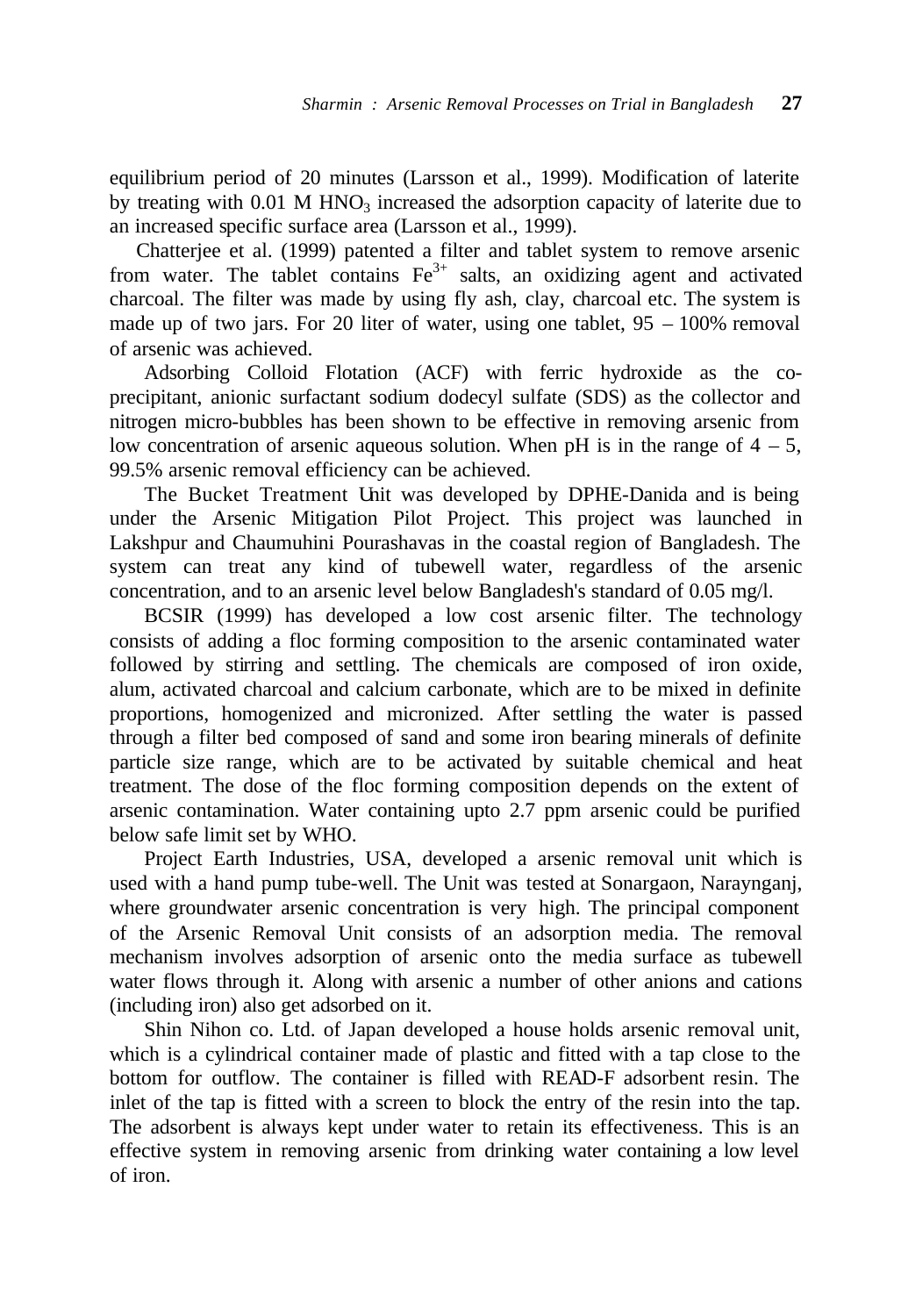equilibrium period of 20 minutes (Larsson et al., 1999). Modification of laterite by treating with 0.01 M $HNO_3$ increased the adsorption capacity of laterite due to an increased specific surface area (Larsson et al., 1999).

Chatterjee et al. (1999) patented a filter and tablet system to remove arsenic from water. The tablet contains $Fe^{3+}$ salts, an oxidizing agent and activated charcoal. The filter was made by using fly ash, clay, charcoal etc. The system is made up of two jars. For 20 liter of water, using one tablet, 95 – 100% removal of arsenic was achieved.

Adsorbing Colloid Flotation (ACF) with ferric hydroxide as the co-precipitant, anionic surfactant sodium dodecyl sulfate (SDS) as the collector and nitrogen micro-bubbles has been shown to be effective in removing arsenic from low concentration of arsenic aqueous solution. When pH is in the range of 4 – 5, 99.5% arsenic removal efficiency can be achieved.

The Bucket Treatment Unit was developed by DPHE-Danida and is being under the Arsenic Mitigation Pilot Project. This project was launched in Lakshpur and Chaumuhini Pourashavas in the coastal region of Bangladesh. The system can treat any kind of tubewell water, regardless of the arsenic concentration, and to an arsenic level below Bangladesh's standard of 0.05 mg/l.

BCSIR (1999) has developed a low cost arsenic filter. The technology consists of adding a floc forming composition to the arsenic contaminated water followed by stirring and settling. The chemicals are composed of iron oxide, alum, activated charcoal and calcium carbonate, which are to be mixed in definite proportions, homogenized and micronized. After settling the water is passed through a filter bed composed of sand and some iron bearing minerals of definite particle size range, which are to be activated by suitable chemical and heat treatment. The dose of the floc forming composition depends on the extent of arsenic contamination. Water containing upto 2.7 ppm arsenic could be purified below safe limit set by WHO.

Project Earth Industries, USA, developed a arsenic removal unit which is used with a hand pump tube-well. The Unit was tested at Sonargaon, Naraynganj, where groundwater arsenic concentration is very high. The principal component of the Arsenic Removal Unit consists of an adsorption media. The removal mechanism involves adsorption of arsenic onto the media surface as tubewell water flows through it. Along with arsenic a number of other anions and cations (including iron) also get adsorbed on it.

Shin Nihon co. Ltd. of Japan developed a house holds arsenic removal unit, which is a cylindrical container made of plastic and fitted with a tap close to the bottom for outflow. The container is filled with READ-F adsorbent resin. The inlet of the tap is fitted with a screen to block the entry of the resin into the tap. The adsorbent is always kept under water to retain its effectiveness. This is an effective system in removing arsenic from drinking water containing a low level of iron.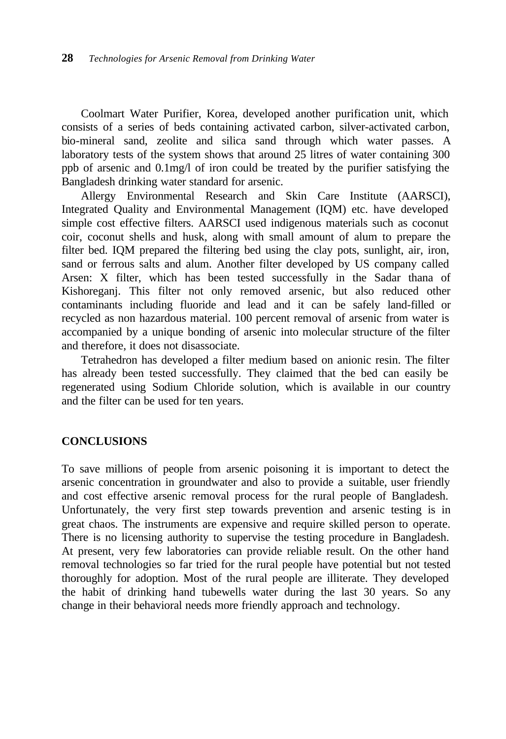Coolmart Water Purifier, Korea, developed another purification unit, which consists of a series of beds containing activated carbon, silver-activated carbon, bio-mineral sand, zeolite and silica sand through which water passes. A laboratory tests of the system shows that around 25 litres of water containing 300 ppb of arsenic and 0.1mg/l of iron could be treated by the purifier satisfying the Bangladesh drinking water standard for arsenic.

Allergy Environmental Research and Skin Care Institute (AARSCI), Integrated Quality and Environmental Management (IQM) etc. have developed simple cost effective filters. AARSCI used indigenous materials such as coconut coir, coconut shells and husk, along with small amount of alum to prepare the filter bed. IQM prepared the filtering bed using the clay pots, sunlight, air, iron, sand or ferrous salts and alum. Another filter developed by US company called Arsen: X filter, which has been tested successfully in the Sadar thana of Kishoreganj. This filter not only removed arsenic, but also reduced other contaminants including fluoride and lead and it can be safely land-filled or recycled as non hazardous material. 100 percent removal of arsenic from water is accompanied by a unique bonding of arsenic into molecular structure of the filter and therefore, it does not disassociate.

Tetrahedron has developed a filter medium based on anionic resin. The filter has already been tested successfully. They claimed that the bed can easily be regenerated using Sodium Chloride solution, which is available in our country and the filter can be used for ten years.

## CONCLUSIONS

To save millions of people from arsenic poisoning it is important to detect the arsenic concentration in groundwater and also to provide a suitable, user friendly and cost effective arsenic removal process for the rural people of Bangladesh. Unfortunately, the very first step towards prevention and arsenic testing is in great chaos. The instruments are expensive and require skilled person to operate. There is no licensing authority to supervise the testing procedure in Bangladesh. At present, very few laboratories can provide reliable result. On the other hand removal technologies so far tried for the rural people have potential but not tested thoroughly for adoption. Most of the rural people are illiterate. They developed the habit of drinking hand tubewells water during the last 30 years. So any change in their behavioral needs more friendly approach and technology.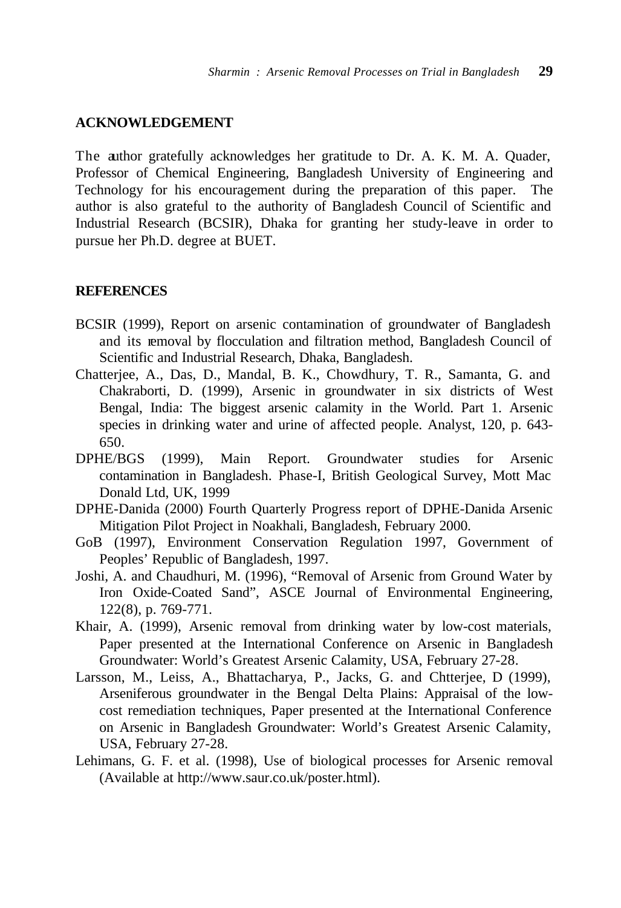## ACKNOWLEDGEMENT

The author gratefully acknowledges her gratitude to Dr. A. K. M. A. Quader, Professor of Chemical Engineering, Bangladesh University of Engineering and Technology for his encouragement during the preparation of this paper. The author is also grateful to the authority of Bangladesh Council of Scientific and Industrial Research (BCSIR), Dhaka for granting her study-leave in order to pursue her Ph.D. degree at BUET.

## REFERENCES

BCSIR (1999), Report on arsenic contamination of groundwater of Bangladesh and its removal by flocculation and filtration method, Bangladesh Council of Scientific and Industrial Research, Dhaka, Bangladesh.

Chatterjee, A., Das, D., Mandal, B. K., Chowdhury, T. R., Samanta, G. and Chakraborti, D. (1999), Arsenic in groundwater in six districts of West Bengal, India: The biggest arsenic calamity in the World. Part 1. Arsenic species in drinking water and urine of affected people. Analyst, 120, p. 643-650.

DPHE/BGS (1999), Main Report. Groundwater studies for Arsenic contamination in Bangladesh. Phase-I, British Geological Survey, Mott Mac Donald Ltd, UK, 1999

DPHE-Danida (2000) Fourth Quarterly Progress report of DPHE-Danida Arsenic Mitigation Pilot Project in Noakhali, Bangladesh, February 2000.

GoB (1997), Environment Conservation Regulation 1997, Government of Peoples' Republic of Bangladesh, 1997.

Joshi, A. and Chaudhuri, M. (1996), "Removal of Arsenic from Ground Water by Iron Oxide-Coated Sand", ASCE Journal of Environmental Engineering, 122(8), p. 769-771.

Khair, A. (1999), Arsenic removal from drinking water by low-cost materials, Paper presented at the International Conference on Arsenic in Bangladesh Groundwater: World's Greatest Arsenic Calamity, USA, February 27-28.

Larsson, M., Leiss, A., Bhattacharya, P., Jacks, G. and Chtterjee, D (1999), Arseniferous groundwater in the Bengal Delta Plains: Appraisal of the low-cost remediation techniques, Paper presented at the International Conference on Arsenic in Bangladesh Groundwater: World's Greatest Arsenic Calamity, USA, February 27-28.

Lehimans, G. F. et al. (1998), Use of biological processes for Arsenic removal (Available at http://www.saur.co.uk/poster.html).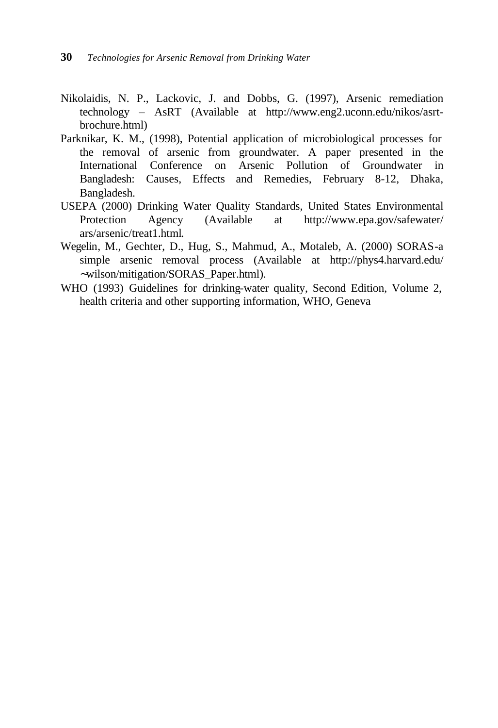Nikolaidis, N. P., Lackovic, J. and Dobbs, G. (1997), Arsenic remediation technology – AsRT (Available at http://www.eng2.uconn.edu/nikos/asrt-brochure.html)

Parknikar, K. M., (1998), Potential application of microbiological processes for the removal of arsenic from groundwater. A paper presented in the International Conference on Arsenic Pollution of Groundwater in Bangladesh: Causes, Effects and Remedies, February 8-12, Dhaka, Bangladesh.

USEPA (2000) Drinking Water Quality Standards, United States Environmental Protection Agency (Available at http://www.epa.gov/safewater/ars/arsenic/treat1.html.

Wegelin, M., Gechter, D., Hug, S., Mahmud, A., Motaleb, A. (2000) SORAS-a simple arsenic removal process (Available at http://phys4.harvard.edu/~wilson/mitigation/SORAS_Paper.html).

WHO (1993) Guidelines for drinking-water quality, Second Edition, Volume 2, health criteria and other supporting information, WHO, Geneva